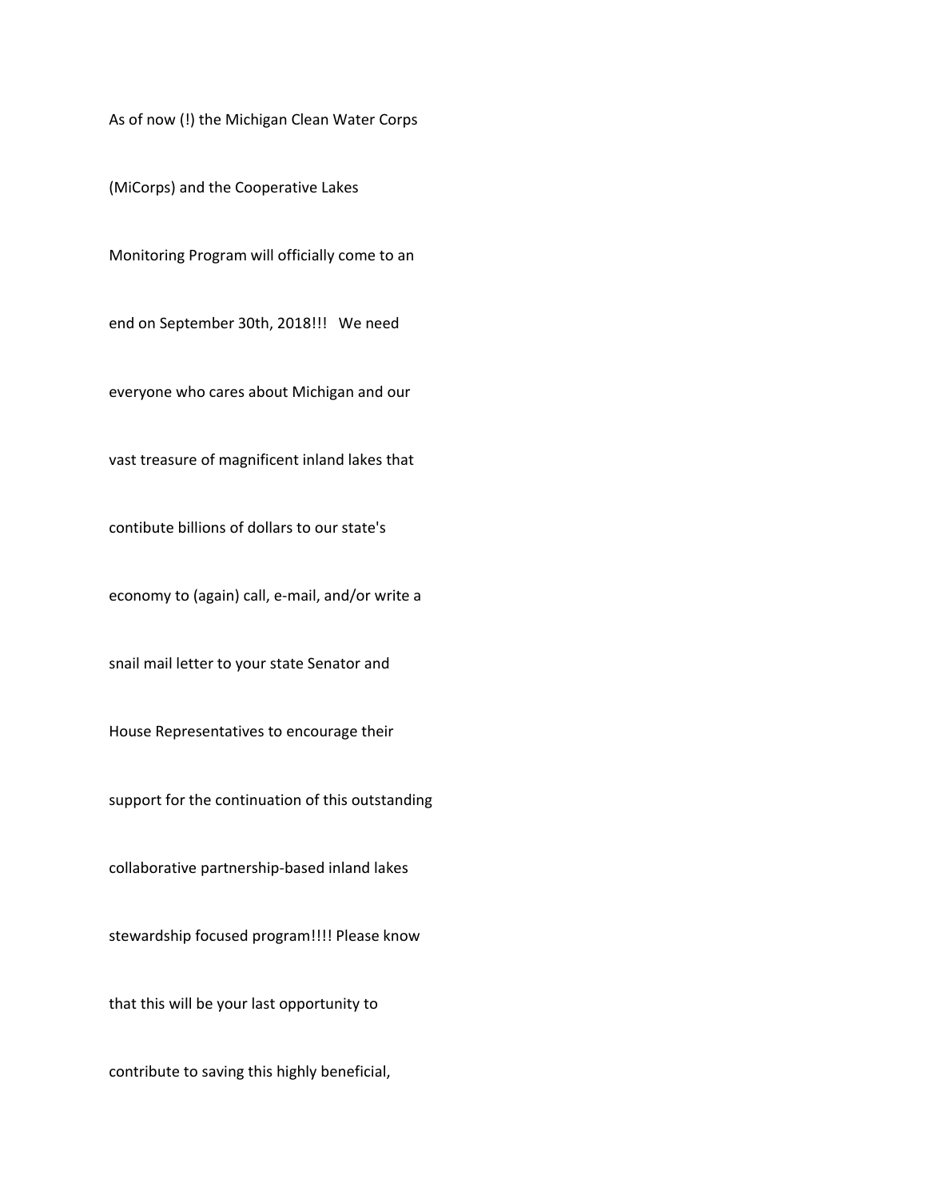As of now (!) the Michigan Clean Water Corps (MiCorps) and the Cooperative Lakes Monitoring Program will officially come to an end on September 30th, 2018!!! We need everyone who cares about Michigan and our vast treasure of magnificent inland lakes that contibute billions of dollars to our state's economy to (again) call, e-mail, and/or write a snail mail letter to your state Senator and House Representatives to encourage their support for the continuation of this outstanding collaborative partnership-based inland lakes stewardship focused program!!!! Please know that this will be your last opportunity to contribute to saving this highly beneficial,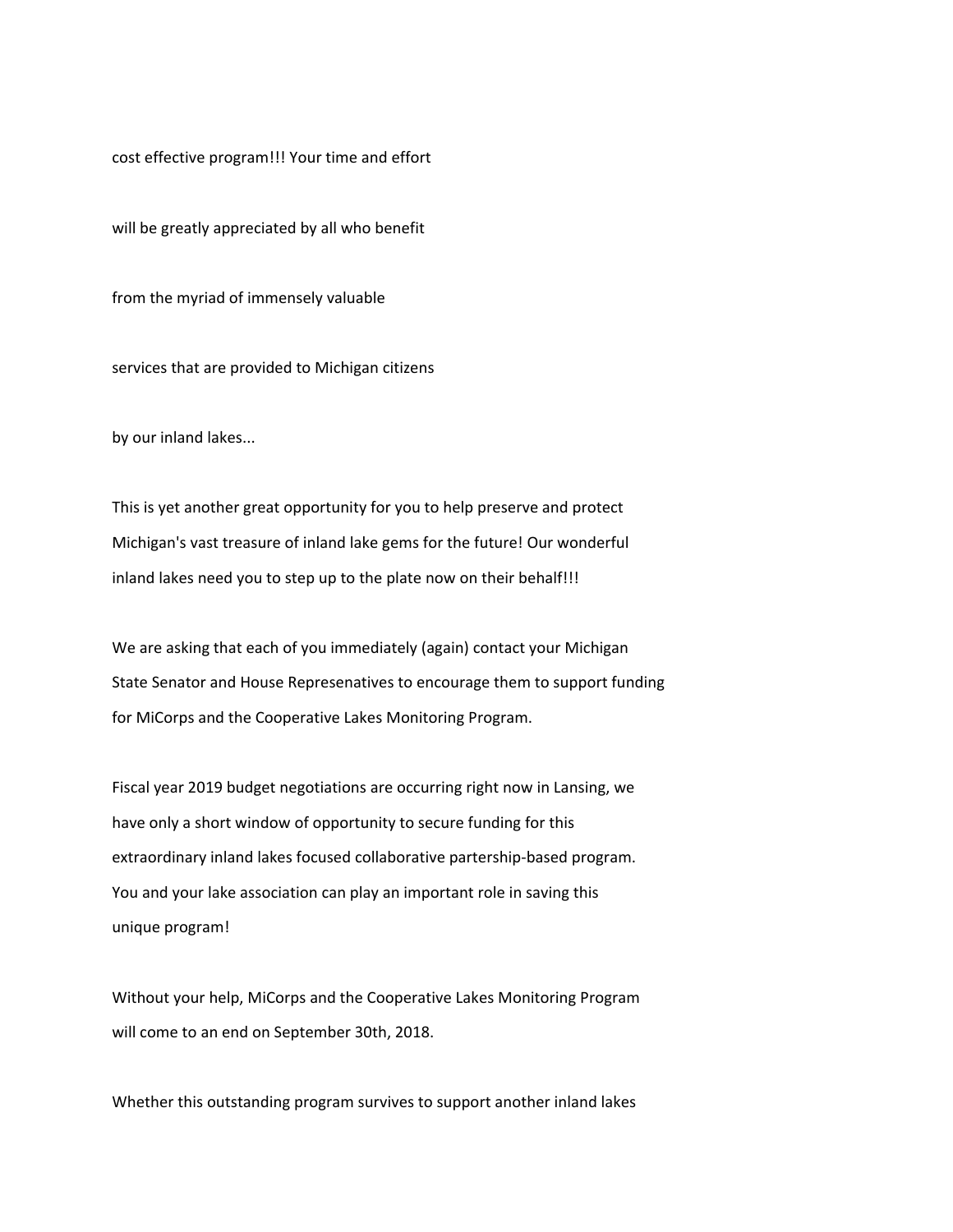cost effective program!!! Your time and effort

will be greatly appreciated by all who benefit

from the myriad of immensely valuable

services that are provided to Michigan citizens

by our inland lakes...

This is yet another great opportunity for you to help preserve and protect Michigan's vast treasure of inland lake gems for the future! Our wonderful inland lakes need you to step up to the plate now on their behalf!!!

We are asking that each of you immediately (again) contact your Michigan State Senator and House Represenatives to encourage them to support funding for MiCorps and the Cooperative Lakes Monitoring Program.

Fiscal year 2019 budget negotiations are occurring right now in Lansing, we have only a short window of opportunity to secure funding for this extraordinary inland lakes focused collaborative partership-based program. You and your lake association can play an important role in saving this unique program!

Without your help, MiCorps and the Cooperative Lakes Monitoring Program will come to an end on September 30th, 2018.

Whether this outstanding program survives to support another inland lakes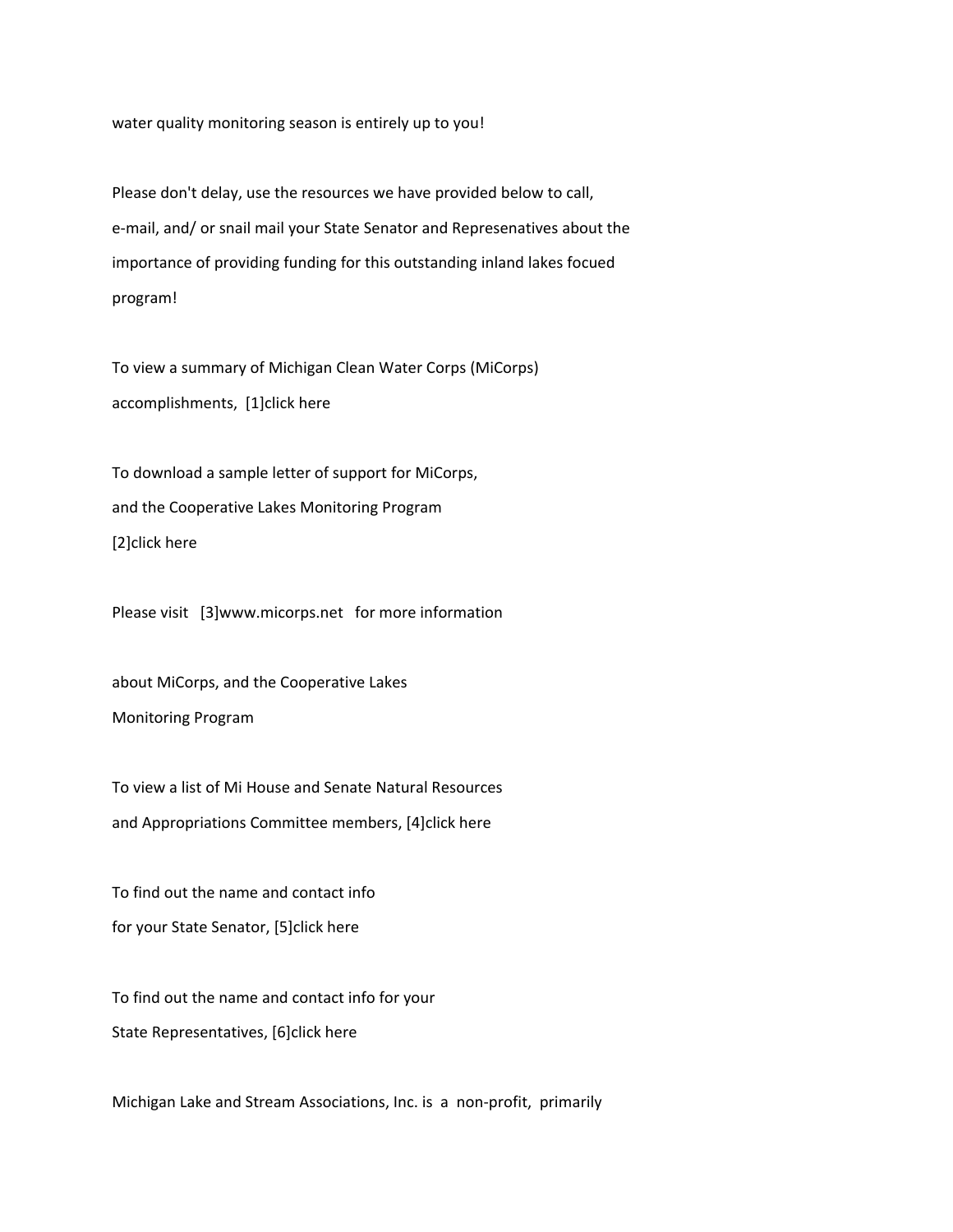water quality monitoring season is entirely up to you!

Please don't delay, use the resources we have provided below to call, e-mail, and/ or snail mail your State Senator and Represenatives about the importance of providing funding for this outstanding inland lakes focued program!

To view a summary of Michigan Clean Water Corps (MiCorps) accomplishments, [1]click here

To download a sample letter of support for MiCorps, and the Cooperative Lakes Monitoring Program [2]click here

Please visit [3]www.micorps.net for more information

about MiCorps, and the Cooperative Lakes Monitoring Program

To view a list of Mi House and Senate Natural Resources and Appropriations Committee members, [4]click here

To find out the name and contact info for your State Senator, [5]click here

To find out the name and contact info for your State Representatives, [6]click here

Michigan Lake and Stream Associations, Inc. is a non-profit, primarily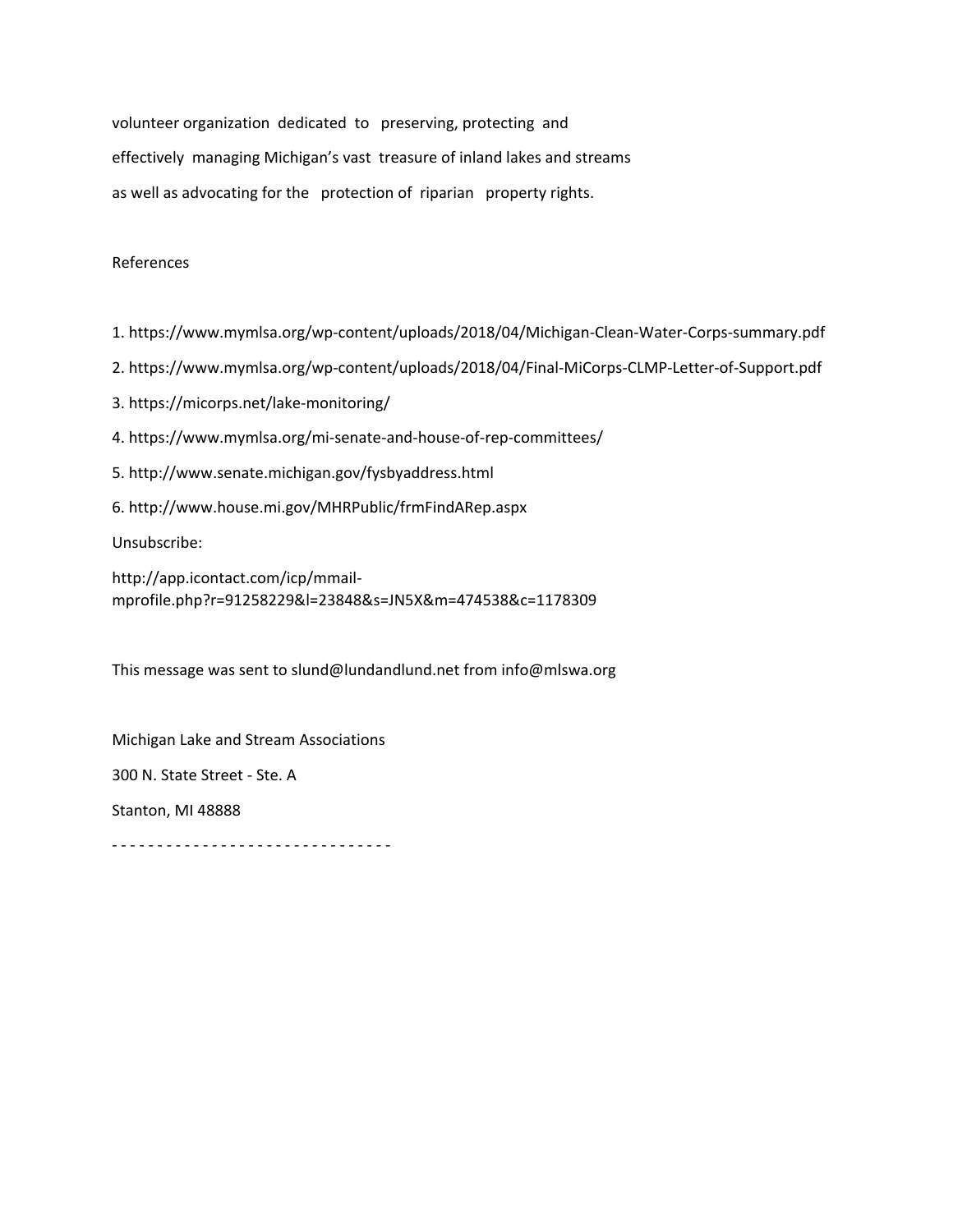volunteer organization dedicated to preserving, protecting and effectively managing Michigan's vast treasure of inland lakes and streams as well as advocating for the protection of riparian property rights.

References

1. https://www.mymlsa.org/wp-content/uploads/2018/04/Michigan-Clean-Water-Corps-summary.pdf
2. https://www.mymlsa.org/wp-content/uploads/2018/04/Final-MiCorps-CLMP-Letter-of-Support.pdf
3. https://micorps.net/lake-monitoring/
4. https://www.mymlsa.org/mi-senate-and-house-of-rep-committees/
5. http://www.senate.michigan.gov/fysbyaddress.html
6. http://www.house.mi.gov/MHRPublic/frmFindARep.aspx

Unsubscribe:

http://app.icontact.com/icp/mmail-mprofile.php?r=91258229&l=23848&s=JN5X&m=474538&c=1178309

This message was sent to slund@lundandlund.net from info@mlswa.org

Michigan Lake and Stream Associations

300 N. State Street - Ste. A

Stanton, MI 48888

- - - - - - - - - - - - - - - - - - - - - - - - - - - - - - -